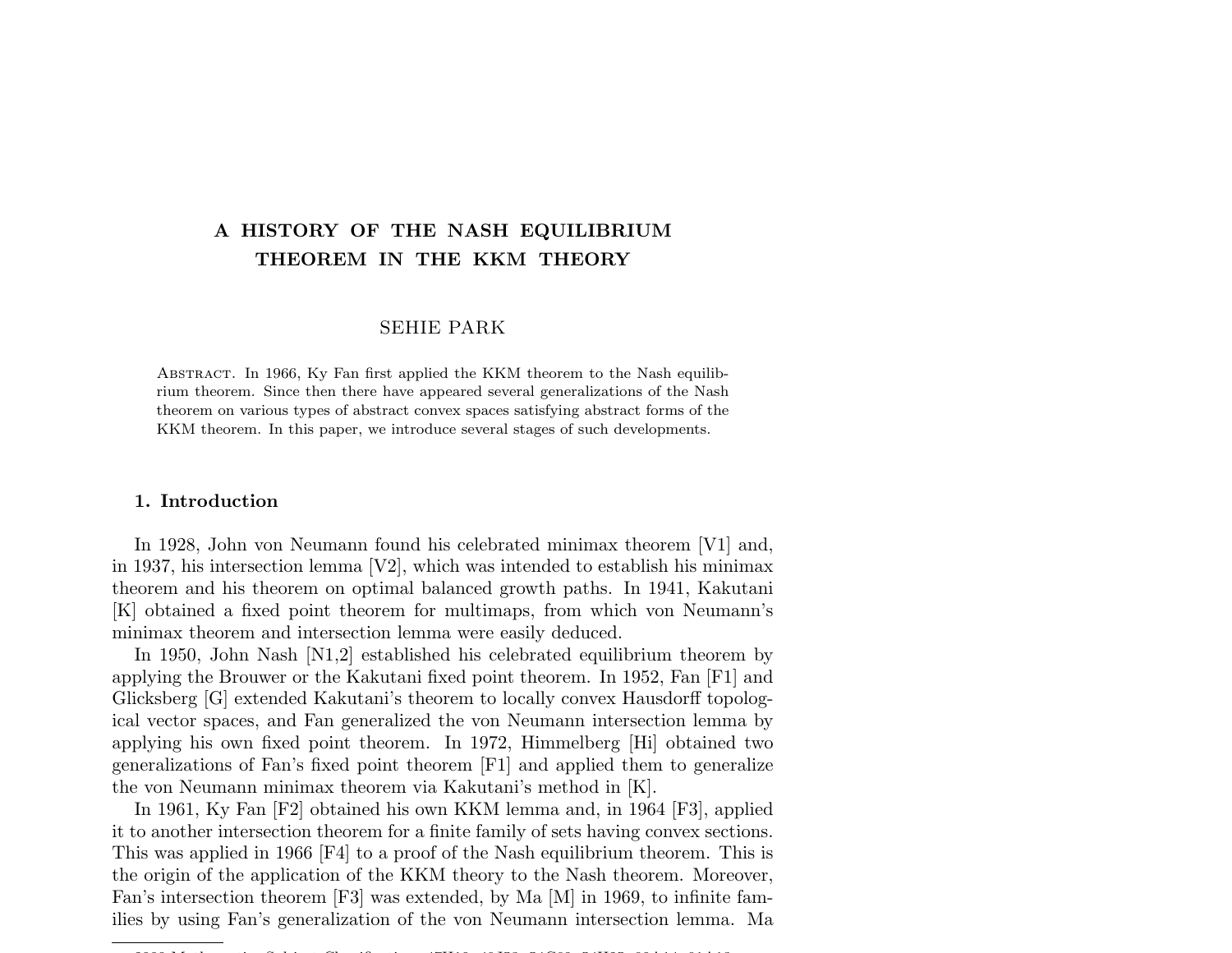# A HISTORY OF THE NASH EQUILIBRIUM THEOREM IN THE KKM THEORY

SEHIE PARK

Abstract. In 1966, Ky Fan first applied the KKM theorem to the Nash equilibrium theorem. Since then there have appeared several generalizations of the Nash theorem on various types of abstract convex spaces satisfying abstract forms of the KKM theorem. In this paper, we introduce several stages of such developments.

## 1. Introduction

In 1928, John von Neumann found his celebrated minimax theorem [V1] and, in 1937, his intersection lemma [V2], which was intended to establish his minimax theorem and his theorem on optimal balanced growth paths. In 1941, Kakutani [K] obtained a fixed point theorem for multimaps, from which von Neumann's minimax theorem and intersection lemma were easily deduced.

In 1950, John Nash [N1,2] established his celebrated equilibrium theorem by applying the Brouwer or the Kakutani fixed point theorem. In 1952, Fan [F1] and Glicksberg [G] extended Kakutani's theorem to locally convex Hausdorff topological vector spaces, and Fan generalized the von Neumann intersection lemma by applying his own fixed point theorem. In 1972, Himmelberg [Hi] obtained two generalizations of Fan's fixed point theorem [F1] and applied them to generalize the von Neumann minimax theorem via Kakutani's method in [K].

In 1961, Ky Fan [F2] obtained his own KKM lemma and, in 1964 [F3], applied it to another intersection theorem for a finite family of sets having convex sections. This was applied in 1966 [F4] to a proof of the Nash equilibrium theorem. This is the origin of the application of the KKM theory to the Nash theorem. Moreover, Fan's intersection theorem [F3] was extended, by Ma [M] in 1969, to infinite families by using Fan's generalization of the von Neumann intersection lemma. Ma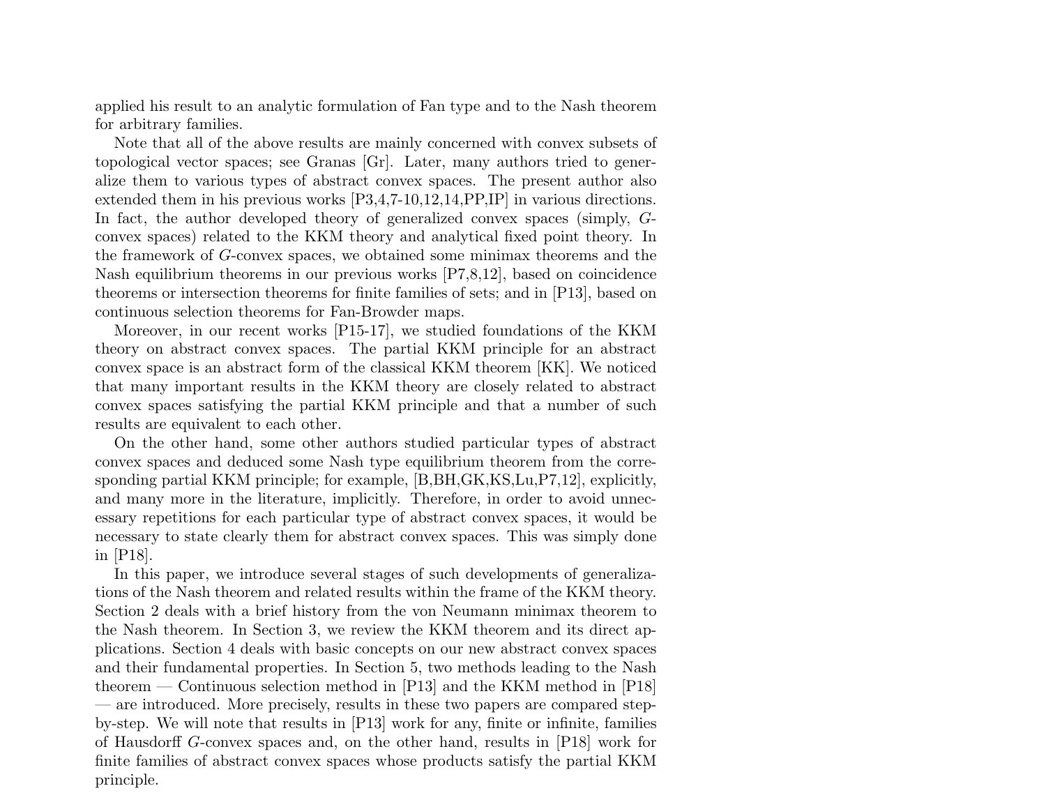applied his result to an analytic formulation of Fan type and to the Nash theorem for arbitrary families.

Note that all of the above results are mainly concerned with convex subsets of topological vector spaces; see Granas [Gr]. Later, many authors tried to generalize them to various types of abstract convex spaces. The present author also extended them in his previous works [P3,4,7-10,12,14,PP,IP] in various directions. In fact, the author developed theory of generalized convex spaces (simply, $G$-convex spaces) related to the KKM theory and analytical fixed point theory. In the framework of $G$-convex spaces, we obtained some minimax theorems and the Nash equilibrium theorems in our previous works [P7,8,12], based on coincidence theorems or intersection theorems for finite families of sets; and in [P13], based on continuous selection theorems for Fan-Browder maps.

Moreover, in our recent works [P15-17], we studied foundations of the KKM theory on abstract convex spaces. The partial KKM principle for an abstract convex space is an abstract form of the classical KKM theorem [KK]. We noticed that many important results in the KKM theory are closely related to abstract convex spaces satisfying the partial KKM principle and that a number of such results are equivalent to each other.

On the other hand, some other authors studied particular types of abstract convex spaces and deduced some Nash type equilibrium theorem from the corresponding partial KKM principle; for example, [B,BH,GK,KS,Lu,P7,12], explicitly, and many more in the literature, implicitly. Therefore, in order to avoid unnecessary repetitions for each particular type of abstract convex spaces, it would be necessary to state clearly them for abstract convex spaces. This was simply done in [P18].

In this paper, we introduce several stages of such developments of generalizations of the Nash theorem and related results within the frame of the KKM theory. Section 2 deals with a brief history from the von Neumann minimax theorem to the Nash theorem. In Section 3, we review the KKM theorem and its direct applications. Section 4 deals with basic concepts on our new abstract convex spaces and their fundamental properties. In Section 5, two methods leading to the Nash theorem — Continuous selection method in [P13] and the KKM method in [P18] — are introduced. More precisely, results in these two papers are compared step-by-step. We will note that results in [P13] work for any, finite or infinite, families of Hausdorff $G$-convex spaces and, on the other hand, results in [P18] work for finite families of abstract convex spaces whose products satisfy the partial KKM principle.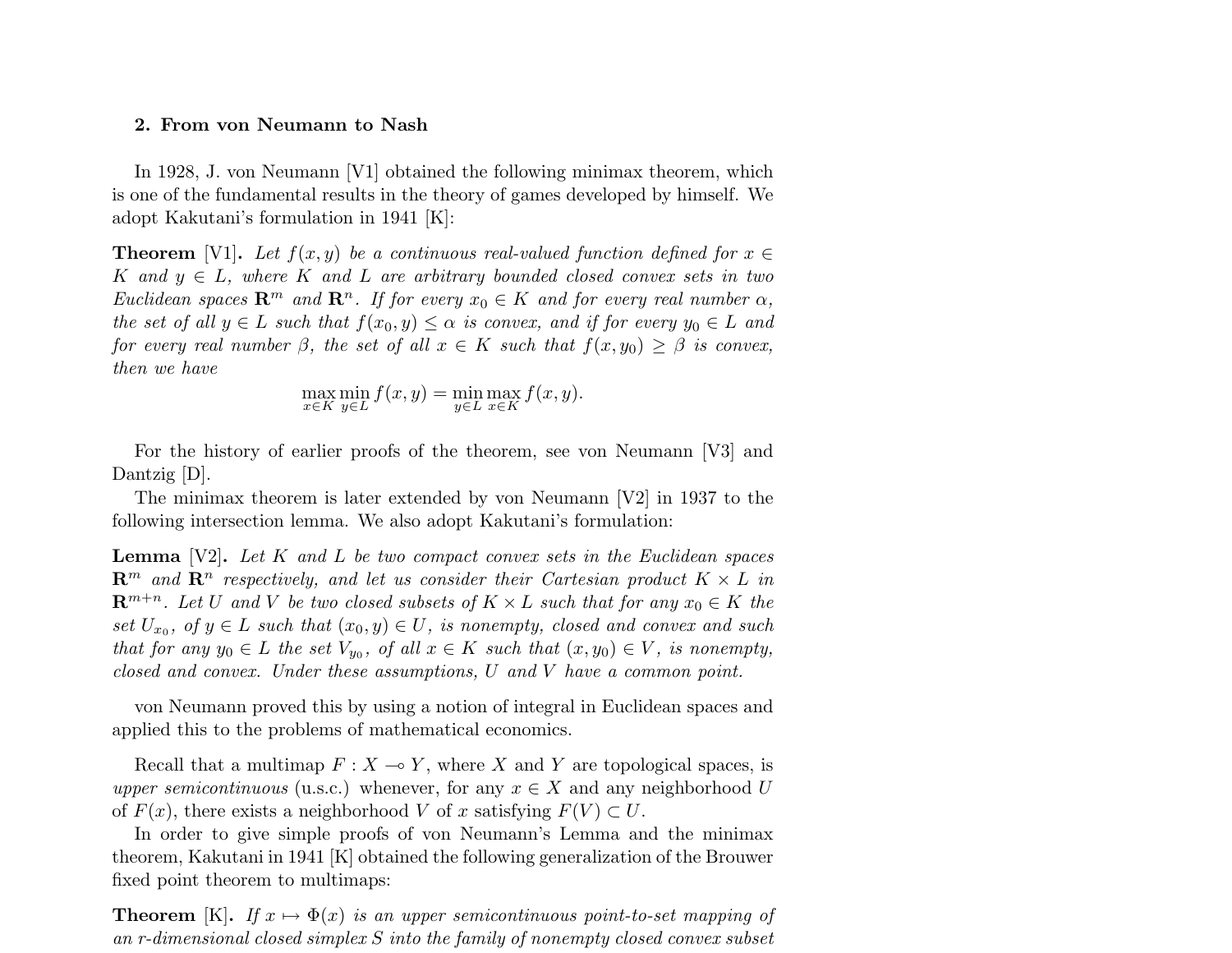## 2. From von Neumann to Nash

In 1928, J. von Neumann [V1] obtained the following minimax theorem, which is one of the fundamental results in the theory of games developed by himself. We adopt Kakutani's formulation in 1941 [K]:

**Theorem** [V1]**.** *Let $f(x, y)$ be a continuous real-valued function defined for $x \in K$ and $y \in L$, where $K$ and $L$ are arbitrary bounded closed convex sets in two Euclidean spaces $\mathbf{R}^m$ and $\mathbf{R}^n$. If for every $x_0 \in K$ and for every real number $\alpha$, the set of all $y \in L$ such that $f(x_0, y) \leq \alpha$ is convex, and if for every $y_0 \in L$ and for every real number $\beta$, the set of all $x \in K$ such that $f(x, y_0) \geq \beta$ is convex, then we have*

$$\max_{x \in K} \min_{y \in L} f(x, y) = \min_{y \in L} \max_{x \in K} f(x, y).$$

For the history of earlier proofs of the theorem, see von Neumann [V3] and Dantzig [D].

The minimax theorem is later extended by von Neumann [V2] in 1937 to the following intersection lemma. We also adopt Kakutani's formulation:

**Lemma** [V2]**.** *Let $K$ and $L$ be two compact convex sets in the Euclidean spaces $\mathbf{R}^m$ and $\mathbf{R}^n$ respectively, and let us consider their Cartesian product $K \times L$ in $\mathbf{R}^{m+n}$. Let $U$ and $V$ be two closed subsets of $K \times L$ such that for any $x_0 \in K$ the set $U_{x_0}$, of $y \in L$ such that $(x_0, y) \in U$, is nonempty, closed and convex and such that for any $y_0 \in L$ the set $V_{y_0}$, of all $x \in K$ such that $(x, y_0) \in V$, is nonempty, closed and convex. Under these assumptions, $U$ and $V$ have a common point.*

von Neumann proved this by using a notion of integral in Euclidean spaces and applied this to the problems of mathematical economics.

Recall that a multimap $F : X \multimap Y$, where $X$ and $Y$ are topological spaces, is *upper semicontinuous* (u.s.c.) whenever, for any $x \in X$ and any neighborhood $U$ of $F(x)$, there exists a neighborhood $V$ of $x$ satisfying $F(V) \subset U$.

In order to give simple proofs of von Neumann's Lemma and the minimax theorem, Kakutani in 1941 [K] obtained the following generalization of the Brouwer fixed point theorem to multimaps:

**Theorem** [K]**.** *If $x \mapsto \Phi(x)$ is an upper semicontinuous point-to-set mapping of an $r$-dimensional closed simplex $S$ into the family of nonempty closed convex subset*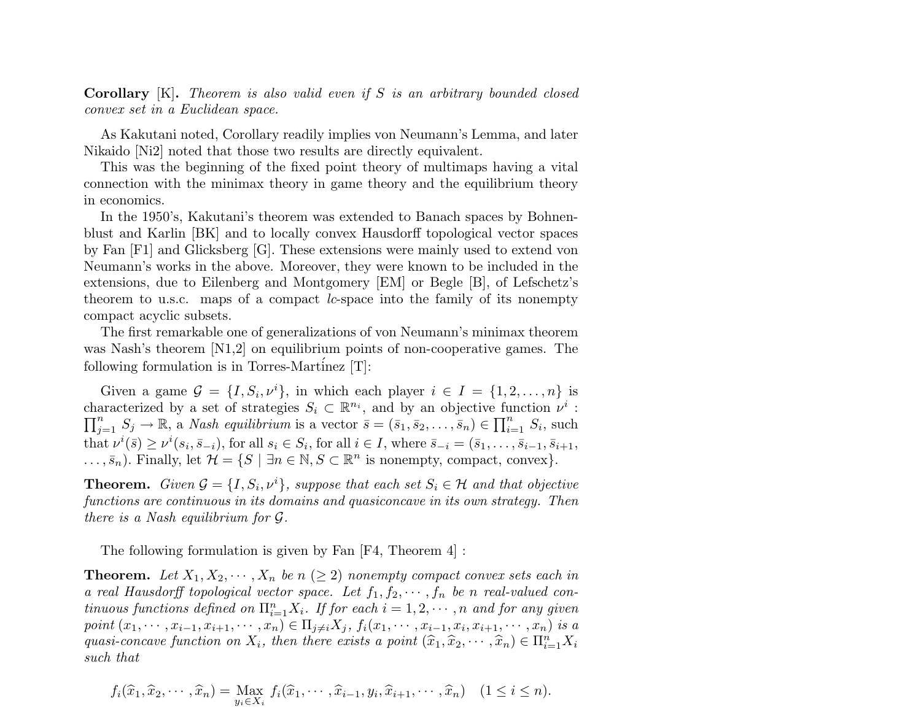**Corollary** [K]**.** *Theorem is also valid even if $S$ is an arbitrary bounded closed convex set in a Euclidean space.*

As Kakutani noted, Corollary readily implies von Neumann's Lemma, and later Nikaido [Ni2] noted that those two results are directly equivalent.

This was the beginning of the fixed point theory of multimaps having a vital connection with the minimax theory in game theory and the equilibrium theory in economics.

In the 1950's, Kakutani's theorem was extended to Banach spaces by Bohnenblust and Karlin [BK] and to locally convex Hausdorff topological vector spaces by Fan [F1] and Glicksberg [G]. These extensions were mainly used to extend von Neumann's works in the above. Moreover, they were known to be included in the extensions, due to Eilenberg and Montgomery [EM] or Begle [B], of Lefschetz's theorem to u.s.c. maps of a compact *lc*-space into the family of its nonempty compact acyclic subsets.

The first remarkable one of generalizations of von Neumann's minimax theorem was Nash's theorem [N1,2] on equilibrium points of non-cooperative games. The following formulation is in Torres-Martínez [T]:

Given a game $\mathcal{G} = \{I, S_i, \nu^i\}$, in which each player $i \in I = \{1, 2, \ldots, n\}$ is characterized by a set of strategies $S_i \subset \mathbb{R}^{n_i}$, and by an objective function $\nu^i : \prod_{j=1}^n S_j \to \mathbb{R}$, a *Nash equilibrium* is a vector $\bar{s} = (\bar{s}_1, \bar{s}_2, \ldots, \bar{s}_n) \in \prod_{i=1}^n S_i$, such that $\nu^i(\bar{s}) \geq \nu^i(s_i, \bar{s}_{-i})$, for all $s_i \in S_i$, for all $i \in I$, where $\bar{s}_{-i} = (\bar{s}_1, \ldots, \bar{s}_{i-1}, \bar{s}_{i+1}, \ldots, \bar{s}_n)$. Finally, let $\mathcal{H} = \{S \mid \exists n \in \mathbb{N}, S \subset \mathbb{R}^n \text{ is nonempty, compact, convex}\}$.

**Theorem.** *Given $\mathcal{G} = \{I, S_i, \nu^i\}$, suppose that each set $S_i \in \mathcal{H}$ and that objective functions are continuous in its domains and quasiconcave in its own strategy. Then there is a Nash equilibrium for $\mathcal{G}$.*

The following formulation is given by Fan [F4, Theorem 4] :

**Theorem.** *Let $X_1, X_2, \cdots, X_n$ be $n$ $(\geq 2)$ nonempty compact convex sets each in a real Hausdorff topological vector space. Let $f_1, f_2, \cdots, f_n$ be $n$ real-valued continuous functions defined on $\Pi_{i=1}^n X_i$. If for each $i = 1, 2, \cdots, n$ and for any given point $(x_1, \cdots, x_{i-1}, x_{i+1}, \cdots, x_n) \in \Pi_{j \neq i} X_j$, $f_i(x_1, \cdots, x_{i-1}, x_i, x_{i+1}, \cdots, x_n)$ is a quasi-concave function on $X_i$, then there exists a point $(\widehat{x}_1, \widehat{x}_2, \cdots, \widehat{x}_n) \in \Pi_{i=1}^n X_i$ such that*

$$f_i(\widehat{x}_1, \widehat{x}_2, \cdots, \widehat{x}_n) = \operatorname*{Max}_{y_i \in X_i} f_i(\widehat{x}_1, \cdots, \widehat{x}_{i-1}, y_i, \widehat{x}_{i+1}, \cdots, \widehat{x}_n) \quad (1 \leq i \leq n).$$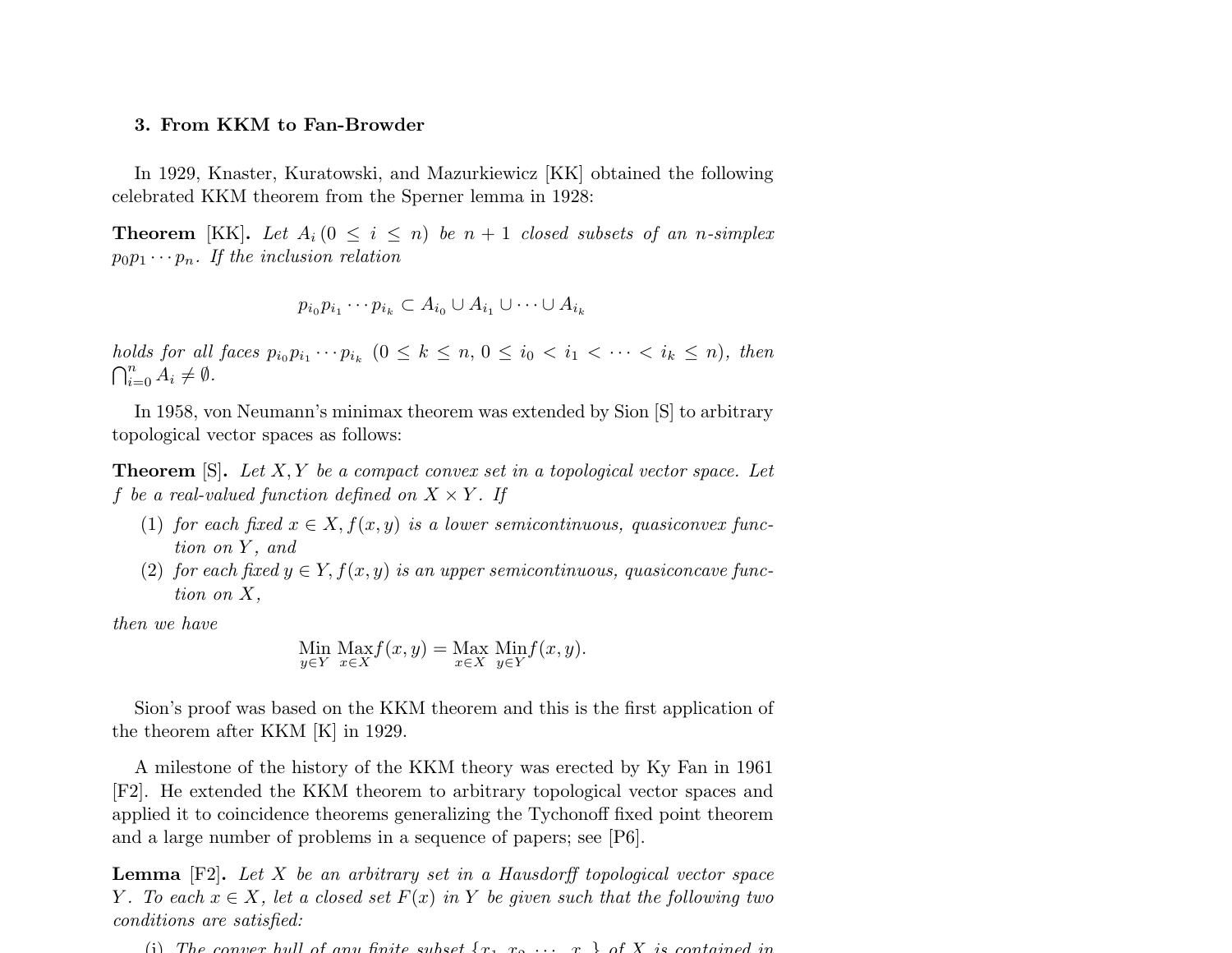### 3. From KKM to Fan-Browder

In 1929, Knaster, Kuratowski, and Mazurkiewicz [KK] obtained the following celebrated KKM theorem from the Sperner lemma in 1928:

**Theorem** [KK]**.** *Let $A_i\,(0 \leq i \leq n)$ be $n+1$ closed subsets of an $n$-simplex $p_0p_1\cdots p_n$. If the inclusion relation*

$$p_{i_0}p_{i_1}\cdots p_{i_k} \subset A_{i_0} \cup A_{i_1} \cup \cdots \cup A_{i_k}$$

*holds for all faces $p_{i_0}p_{i_1}\cdots p_{i_k}$ $(0 \leq k \leq n,\, 0 \leq i_0 < i_1 < \cdots < i_k \leq n)$, then $\bigcap_{i=0}^{n} A_i \neq \emptyset$.*

In 1958, von Neumann's minimax theorem was extended by Sion [S] to arbitrary topological vector spaces as follows:

**Theorem** [S]**.** *Let $X, Y$ be a compact convex set in a topological vector space. Let $f$ be a real-valued function defined on $X \times Y$. If*

1. *for each fixed $x \in X, f(x,y)$ is a lower semicontinuous, quasiconvex function on $Y$, and*
2. *for each fixed $y \in Y, f(x,y)$ is an upper semicontinuous, quasiconcave function on $X$,*

*then we have*

$$\operatorname*{Min}_{y\in Y}\operatorname*{Max}_{x\in X} f(x,y) = \operatorname*{Max}_{x\in X}\operatorname*{Min}_{y\in Y} f(x,y).$$

Sion's proof was based on the KKM theorem and this is the first application of the theorem after KKM [K] in 1929.

A milestone of the history of the KKM theory was erected by Ky Fan in 1961 [F2]. He extended the KKM theorem to arbitrary topological vector spaces and applied it to coincidence theorems generalizing the Tychonoff fixed point theorem and a large number of problems in a sequence of papers; see [P6].

**Lemma** [F2]**.** *Let $X$ be an arbitrary set in a Hausdorff topological vector space $Y$. To each $x \in X$, let a closed set $F(x)$ in $Y$ be given such that the following two conditions are satisfied:*

(i) *The convex hull of any finite subset $\{x_1, x_2, \cdots, x_n\}$ of $X$ is contained in*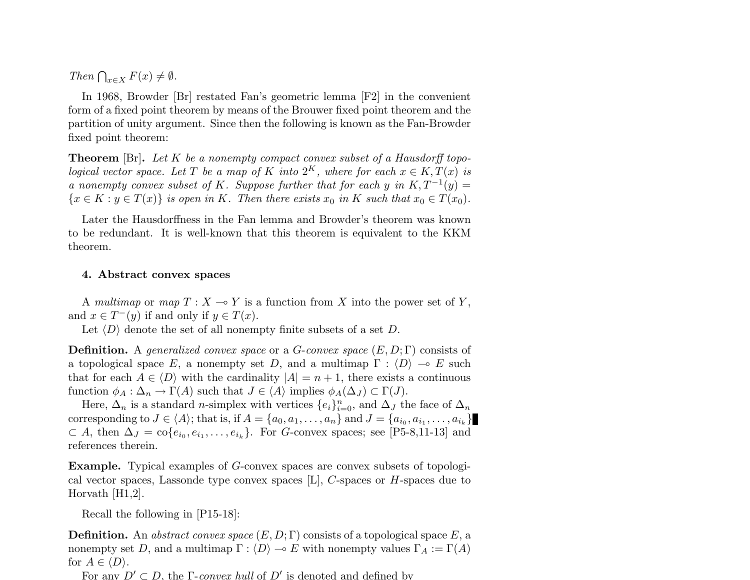*Then* $\bigcap_{x \in X} F(x) \neq \emptyset$.

In 1968, Browder [Br] restated Fan's geometric lemma [F2] in the convenient form of a fixed point theorem by means of the Brouwer fixed point theorem and the partition of unity argument. Since then the following is known as the Fan-Browder fixed point theorem:

**Theorem** [Br]**.** *Let $K$ be a nonempty compact convex subset of a Hausdorff topological vector space. Let $T$ be a map of $K$ into $2^K$, where for each $x \in K, T(x)$ is a nonempty convex subset of $K$. Suppose further that for each $y$ in $K, T^{-1}(y) = \{x \in K : y \in T(x)\}$ is open in $K$. Then there exists $x_0$ in $K$ such that $x_0 \in T(x_0)$.*

Later the Hausdorffness in the Fan lemma and Browder's theorem was known to be redundant. It is well-known that this theorem is equivalent to the KKM theorem.

## 4. Abstract convex spaces

A *multimap* or *map* $T : X \multimap Y$ is a function from $X$ into the power set of $Y$, and $x \in T^{-}(y)$ if and only if $y \in T(x)$.

Let $\langle D \rangle$ denote the set of all nonempty finite subsets of a set $D$.

**Definition.** A *generalized convex space* or a *G-convex space* $(E, D; \Gamma)$ consists of a topological space $E$, a nonempty set $D$, and a multimap $\Gamma : \langle D \rangle \multimap E$ such that for each $A \in \langle D \rangle$ with the cardinality $|A| = n + 1$, there exists a continuous function $\phi_A : \Delta_n \to \Gamma(A)$ such that $J \in \langle A \rangle$ implies $\phi_A(\Delta_J) \subset \Gamma(J)$.

Here, $\Delta_n$ is a standard $n$-simplex with vertices $\{e_i\}_{i=0}^n$, and $\Delta_J$ the face of $\Delta_n$ corresponding to $J \in \langle A \rangle$; that is, if $A = \{a_0, a_1, \ldots, a_n\}$ and $J = \{a_{i_0}, a_{i_1}, \ldots, a_{i_k}\} \subset A$, then $\Delta_J = \mathrm{co}\{e_{i_0}, e_{i_1}, \ldots, e_{i_k}\}$. For $G$-convex spaces; see [P5-8,11-13] and references therein.

**Example.** Typical examples of $G$-convex spaces are convex subsets of topological vector spaces, Lassonde type convex spaces [L], $C$-spaces or $H$-spaces due to Horvath [H1,2].

Recall the following in [P15-18]:

**Definition.** An *abstract convex space* $(E, D; \Gamma)$ consists of a topological space $E$, a nonempty set $D$, and a multimap $\Gamma : \langle D \rangle \multimap E$ with nonempty values $\Gamma_A := \Gamma(A)$ for $A \in \langle D \rangle$.

For any $D' \subset D$, the $\Gamma$-*convex hull* of $D'$ is denoted and defined by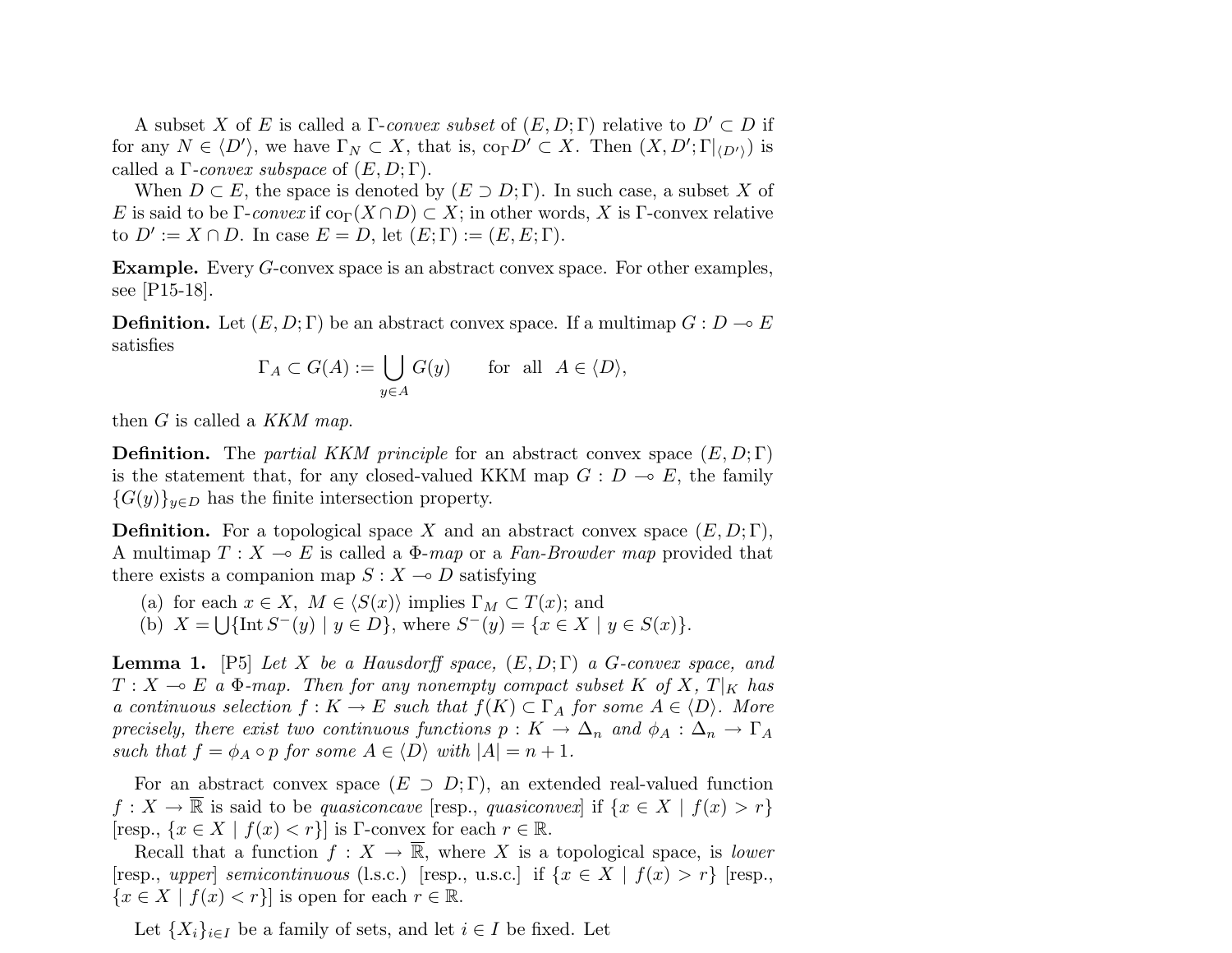A subset $X$ of $E$ is called a $\Gamma$-*convex subset* of $(E, D; \Gamma)$ relative to $D' \subset D$ if for any $N \in \langle D' \rangle$, we have $\Gamma_N \subset X$, that is, $\mathrm{co}_\Gamma D' \subset X$. Then $(X, D'; \Gamma|_{\langle D' \rangle})$ is called a $\Gamma$-*convex subspace* of $(E, D; \Gamma)$.

When $D \subset E$, the space is denoted by $(E \supset D; \Gamma)$. In such case, a subset $X$ of $E$ is said to be $\Gamma$-*convex* if $\mathrm{co}_\Gamma(X \cap D) \subset X$; in other words, $X$ is $\Gamma$-convex relative to $D' := X \cap D$. In case $E = D$, let $(E; \Gamma) := (E, E; \Gamma)$.

**Example.** Every $G$-convex space is an abstract convex space. For other examples, see [P15-18].

**Definition.** Let $(E, D; \Gamma)$ be an abstract convex space. If a multimap $G : D \multimap E$ satisfies

$$\Gamma_A \subset G(A) := \bigcup_{y \in A} G(y) \qquad \text{for all} \;\; A \in \langle D \rangle,$$

then $G$ is called a *KKM map*.

**Definition.** The *partial KKM principle* for an abstract convex space $(E, D; \Gamma)$ is the statement that, for any closed-valued KKM map $G : D \multimap E$, the family $\{G(y)\}_{y \in D}$ has the finite intersection property.

**Definition.** For a topological space $X$ and an abstract convex space $(E, D; \Gamma)$, A multimap $T : X \multimap E$ is called a $\Phi$-*map* or a *Fan-Browder map* provided that there exists a companion map $S : X \multimap D$ satisfying

(a) for each $x \in X$, $M \in \langle S(x) \rangle$ implies $\Gamma_M \subset T(x)$; and
(b) $X = \bigcup \{\mathrm{Int}\, S^-(y) \mid y \in D\}$, where $S^-(y) = \{x \in X \mid y \in S(x)\}$.

**Lemma 1.** [P5] *Let $X$ be a Hausdorff space, $(E, D; \Gamma)$ a $G$-convex space, and $T : X \multimap E$ a $\Phi$-map. Then for any nonempty compact subset $K$ of $X$, $T|_K$ has a continuous selection $f : K \to E$ such that $f(K) \subset \Gamma_A$ for some $A \in \langle D \rangle$. More precisely, there exist two continuous functions $p : K \to \Delta_n$ and $\phi_A : \Delta_n \to \Gamma_A$ such that $f = \phi_A \circ p$ for some $A \in \langle D \rangle$ with $|A| = n + 1$.*

For an abstract convex space $(E \supset D; \Gamma)$, an extended real-valued function $f : X \to \overline{\mathbb{R}}$ is said to be *quasiconcave* [resp., *quasiconvex*] if $\{x \in X \mid f(x) > r\}$ [resp., $\{x \in X \mid f(x) < r\}$] is $\Gamma$-convex for each $r \in \mathbb{R}$.

Recall that a function $f : X \to \overline{\mathbb{R}}$, where $X$ is a topological space, is *lower* [resp., *upper*] *semicontinuous* (l.s.c.) [resp., u.s.c.] if $\{x \in X \mid f(x) > r\}$ [resp., $\{x \in X \mid f(x) < r\}$] is open for each $r \in \mathbb{R}$.

Let $\{X_i\}_{i \in I}$ be a family of sets, and let $i \in I$ be fixed. Let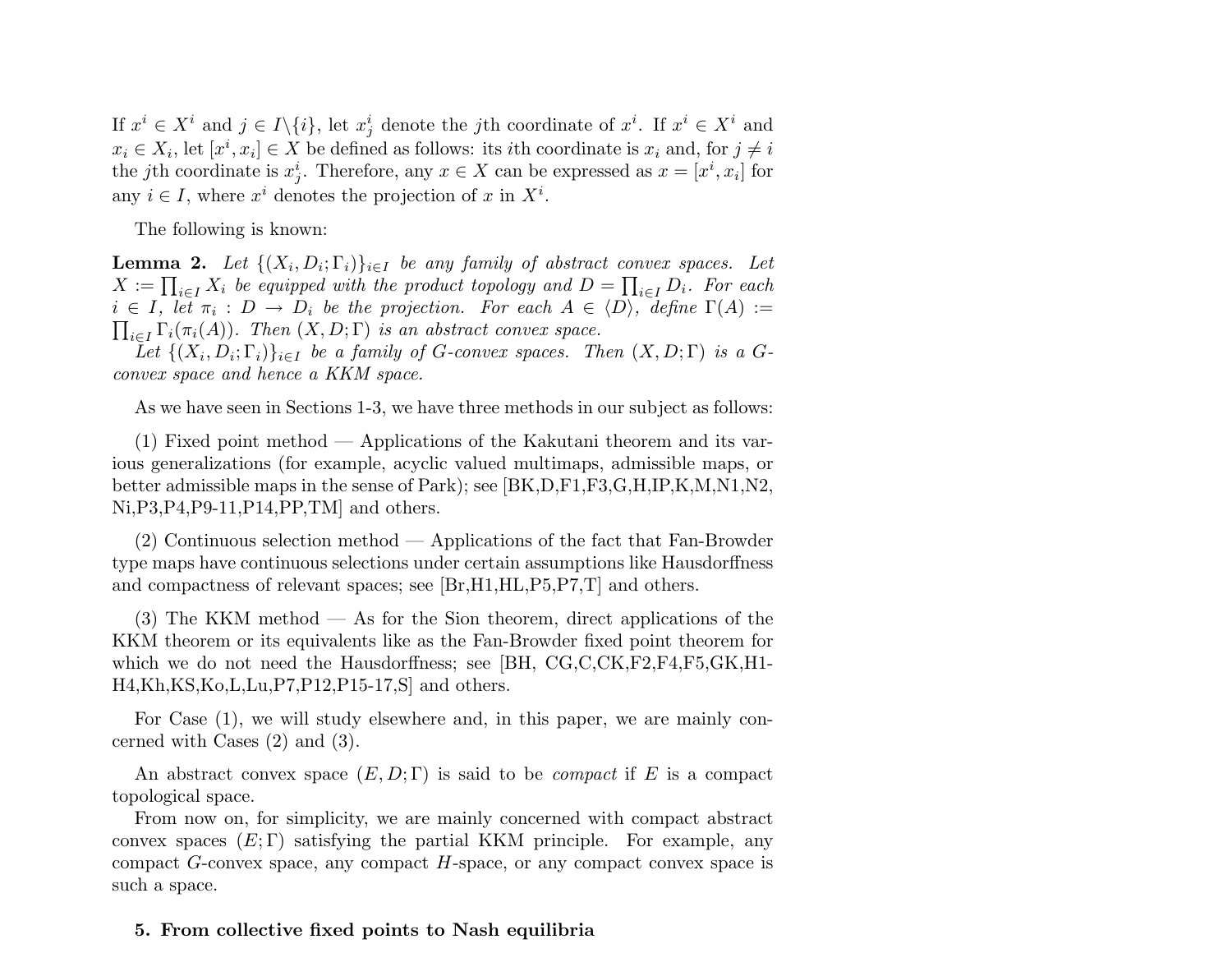If $x^i \in X^i$ and $j \in I \backslash \{i\}$, let $x^i_j$ denote the $j$th coordinate of $x^i$. If $x^i \in X^i$ and $x_i \in X_i$, let $[x^i, x_i] \in X$ be defined as follows: its $i$th coordinate is $x_i$ and, for $j \neq i$ the $j$th coordinate is $x^i_j$. Therefore, any $x \in X$ can be expressed as $x = [x^i, x_i]$ for any $i \in I$, where $x^i$ denotes the projection of $x$ in $X^i$.

The following is known:

**Lemma 2.** *Let $\{(X_i, D_i; \Gamma_i)\}_{i \in I}$ be any family of abstract convex spaces. Let $X := \prod_{i \in I} X_i$ be equipped with the product topology and $D = \prod_{i \in I} D_i$. For each $i \in I$, let $\pi_i : D \to D_i$ be the projection. For each $A \in \langle D \rangle$, define $\Gamma(A) := \prod_{i \in I} \Gamma_i(\pi_i(A))$. Then $(X, D; \Gamma)$ is an abstract convex space.*

*Let $\{(X_i, D_i; \Gamma_i)\}_{i \in I}$ be a family of $G$-convex spaces. Then $(X, D; \Gamma)$ is a $G$-convex space and hence a KKM space.*

As we have seen in Sections 1-3, we have three methods in our subject as follows:

(1) Fixed point method — Applications of the Kakutani theorem and its various generalizations (for example, acyclic valued multimaps, admissible maps, or better admissible maps in the sense of Park); see [BK,D,F1,F3,G,H,IP,K,M,N1,N2, Ni,P3,P4,P9-11,P14,PP,TM] and others.

(2) Continuous selection method — Applications of the fact that Fan-Browder type maps have continuous selections under certain assumptions like Hausdorffness and compactness of relevant spaces; see [Br,H1,HL,P5,P7,T] and others.

(3) The KKM method — As for the Sion theorem, direct applications of the KKM theorem or its equivalents like as the Fan-Browder fixed point theorem for which we do not need the Hausdorffness; see [BH, CG,C,CK,F2,F4,F5,GK,H1-H4,Kh,KS,Ko,L,Lu,P7,P12,P15-17,S] and others.

For Case (1), we will study elsewhere and, in this paper, we are mainly concerned with Cases (2) and (3).

An abstract convex space $(E, D; \Gamma)$ is said to be *compact* if $E$ is a compact topological space.

From now on, for simplicity, we are mainly concerned with compact abstract convex spaces $(E; \Gamma)$ satisfying the partial KKM principle. For example, any compact $G$-convex space, any compact $H$-space, or any compact convex space is such a space.

## 5. From collective fixed points to Nash equilibria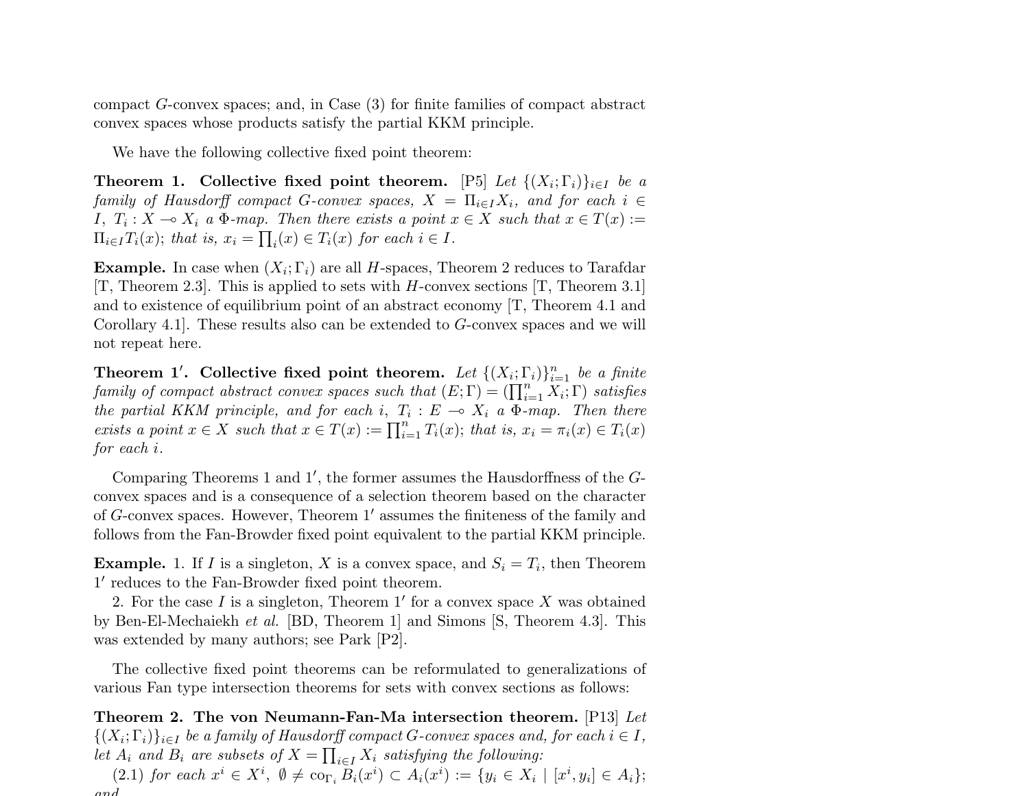compact $G$-convex spaces; and, in Case (3) for finite families of compact abstract convex spaces whose products satisfy the partial KKM principle.

We have the following collective fixed point theorem:

**Theorem 1. Collective fixed point theorem.** [P5] *Let $\{(X_i;\Gamma_i)\}_{i\in I}$ be a family of Hausdorff compact $G$-convex spaces, $X = \Pi_{i\in I}X_i$, and for each $i \in I$, $T_i : X \multimap X_i$ a $\Phi$-map. Then there exists a point $x \in X$ such that $x \in T(x) := \Pi_{i\in I}T_i(x)$; that is, $x_i = \prod_i(x) \in T_i(x)$ for each $i \in I$.*

**Example.** In case when $(X_i;\Gamma_i)$ are all $H$-spaces, Theorem 2 reduces to Tarafdar [T, Theorem 2.3]. This is applied to sets with $H$-convex sections [T, Theorem 3.1] and to existence of equilibrium point of an abstract economy [T, Theorem 4.1 and Corollary 4.1]. These results also can be extended to $G$-convex spaces and we will not repeat here.

**Theorem 1′. Collective fixed point theorem.** *Let $\{(X_i;\Gamma_i)\}_{i=1}^n$ be a finite family of compact abstract convex spaces such that $(E;\Gamma) = (\prod_{i=1}^n X_i;\Gamma)$ satisfies the partial KKM principle, and for each $i$, $T_i : E \multimap X_i$ a $\Phi$-map. Then there exists a point $x \in X$ such that $x \in T(x) := \prod_{i=1}^n T_i(x)$; that is, $x_i = \pi_i(x) \in T_i(x)$ for each $i$.*

Comparing Theorems 1 and 1′, the former assumes the Hausdorffness of the $G$-convex spaces and is a consequence of a selection theorem based on the character of $G$-convex spaces. However, Theorem 1′ assumes the finiteness of the family and follows from the Fan-Browder fixed point equivalent to the partial KKM principle.

**Example.** 1. If $I$ is a singleton, $X$ is a convex space, and $S_i = T_i$, then Theorem 1′ reduces to the Fan-Browder fixed point theorem.

2. For the case $I$ is a singleton, Theorem 1′ for a convex space $X$ was obtained by Ben-El-Mechaiekh *et al.* [BD, Theorem 1] and Simons [S, Theorem 4.3]. This was extended by many authors; see Park [P2].

The collective fixed point theorems can be reformulated to generalizations of various Fan type intersection theorems for sets with convex sections as follows:

**Theorem 2. The von Neumann-Fan-Ma intersection theorem.** [P13] *Let $\{(X_i;\Gamma_i)\}_{i\in I}$ be a family of Hausdorff compact $G$-convex spaces and, for each $i \in I$, let $A_i$ and $B_i$ are subsets of $X = \prod_{i\in I} X_i$ satisfying the following:*

(2.1) *for each $x^i \in X^i$, $\emptyset \neq \mathrm{co}_{\Gamma_i} B_i(x^i) \subset A_i(x^i) := \{y_i \in X_i \mid [x^i, y_i] \in A_i\}$; and*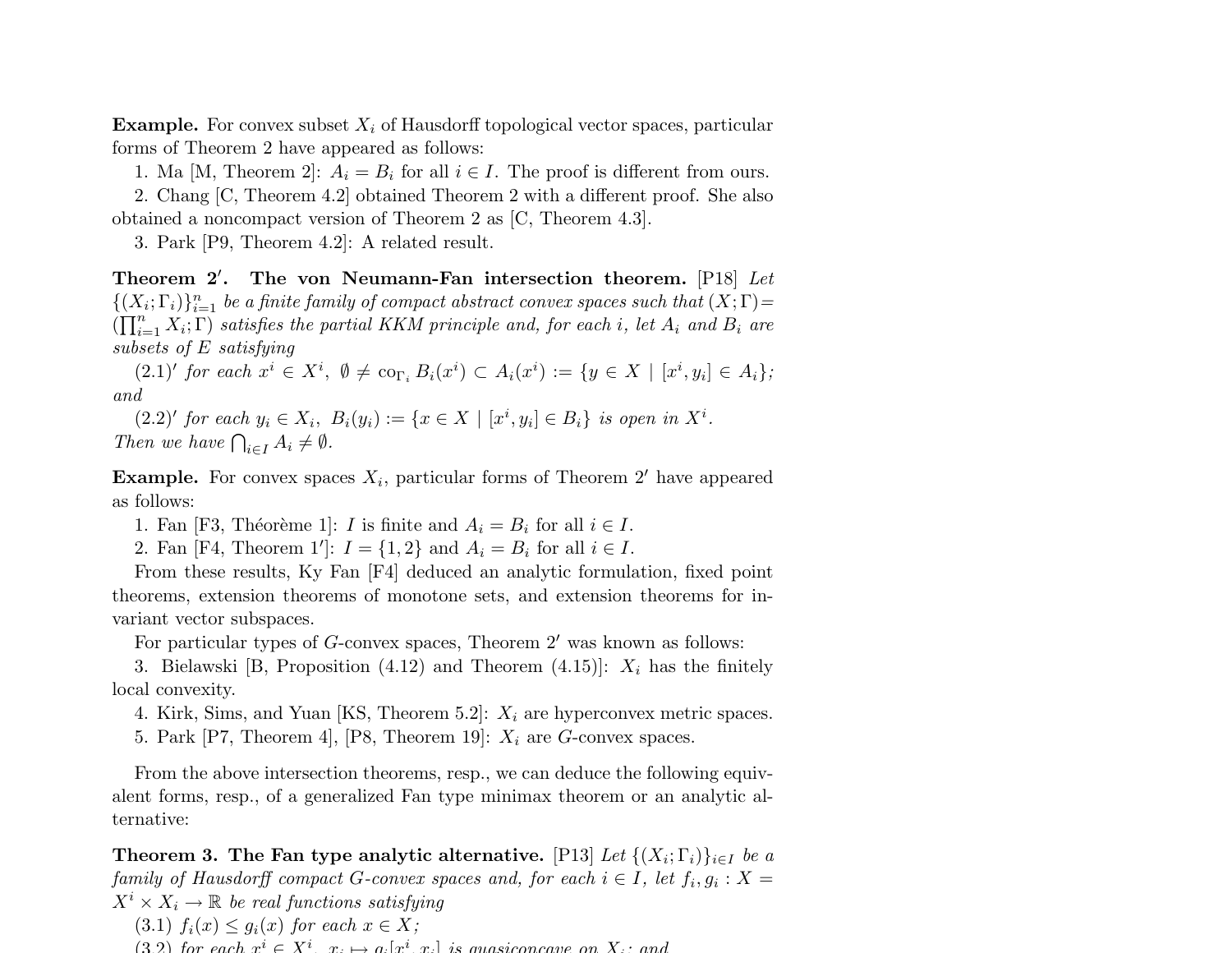**Example.** For convex subset $X_i$ of Hausdorff topological vector spaces, particular forms of Theorem 2 have appeared as follows:

1. Ma [M, Theorem 2]: $A_i = B_i$ for all $i \in I$. The proof is different from ours.
2. Chang [C, Theorem 4.2] obtained Theorem 2 with a different proof. She also obtained a noncompact version of Theorem 2 as [C, Theorem 4.3].
3. Park [P9, Theorem 4.2]: A related result.

**Theorem 2′. The von Neumann-Fan intersection theorem.** [P18] *Let $\{(X_i;\Gamma_i)\}_{i=1}^n$ be a finite family of compact abstract convex spaces such that $(X;\Gamma) = (\prod_{i=1}^n X_i;\Gamma)$ satisfies the partial KKM principle and, for each $i$, let $A_i$ and $B_i$ are subsets of $E$ satisfying*

*(2.1)′ for each $x^i \in X^i$, $\emptyset \neq \mathrm{co}_{\Gamma_i} B_i(x^i) \subset A_i(x^i) := \{y \in X \mid [x^i, y_i] \in A_i\}$; and*

*(2.2)′ for each $y_i \in X_i$, $B_i(y_i) := \{x \in X \mid [x^i, y_i] \in B_i\}$ is open in $X^i$.*

*Then we have $\bigcap_{i\in I} A_i \neq \emptyset$.*

**Example.** For convex spaces $X_i$, particular forms of Theorem 2′ have appeared as follows:

1. Fan [F3, Théorème 1]: $I$ is finite and $A_i = B_i$ for all $i \in I$.
2. Fan [F4, Theorem 1′]: $I = \{1, 2\}$ and $A_i = B_i$ for all $i \in I$.

From these results, Ky Fan [F4] deduced an analytic formulation, fixed point theorems, extension theorems of monotone sets, and extension theorems for invariant vector subspaces.

For particular types of $G$-convex spaces, Theorem 2′ was known as follows:

3. Bielawski [B, Proposition (4.12) and Theorem (4.15)]: $X_i$ has the finitely local convexity.
4. Kirk, Sims, and Yuan [KS, Theorem 5.2]: $X_i$ are hyperconvex metric spaces.
5. Park [P7, Theorem 4], [P8, Theorem 19]: $X_i$ are $G$-convex spaces.

From the above intersection theorems, resp., we can deduce the following equivalent forms, resp., of a generalized Fan type minimax theorem or an analytic alternative:

**Theorem 3. The Fan type analytic alternative.** [P13] *Let $\{(X_i;\Gamma_i)\}_{i\in I}$ be a family of Hausdorff compact $G$-convex spaces and, for each $i \in I$, let $f_i, g_i : X = X^i \times X_i \to \mathbb{R}$ be real functions satisfying*

*(3.1) $f_i(x) \leq g_i(x)$ for each $x \in X$;*

*(3.2) for each $x^i \in X^i$, $x_i \mapsto g_i[x^i, x_i]$ is quasiconcave on $X_i$; and*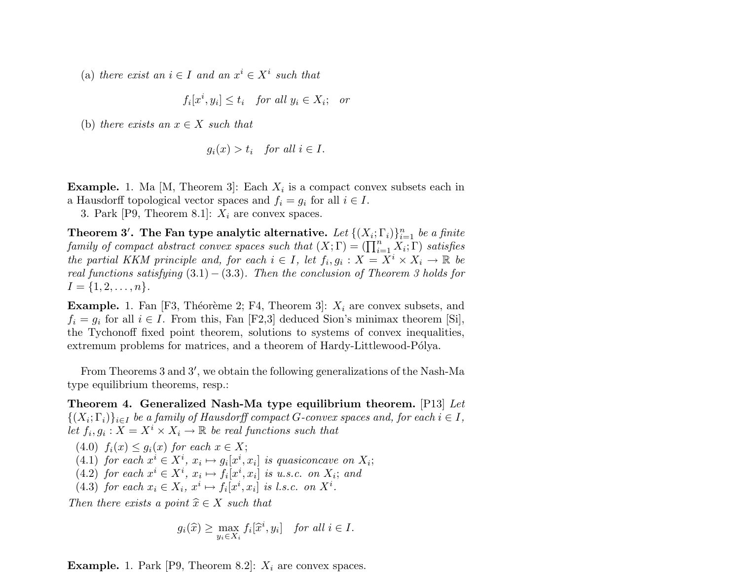(a) *there exist an* $i \in I$ *and an* $x^i \in X^i$ *such that*

$$f_i[x^i, y_i] \leq t_i \quad \text{for all } y_i \in X_i; \quad \text{or}$$

(b) *there exists an* $x \in X$ *such that*

$$g_i(x) > t_i \quad \text{for all } i \in I.$$

**Example.** 1. Ma [M, Theorem 3]: Each $X_i$ is a compact convex subsets each in a Hausdorff topological vector spaces and $f_i = g_i$ for all $i \in I$.

3. Park [P9, Theorem 8.1]: $X_i$ are convex spaces.

**Theorem 3′. The Fan type analytic alternative.** *Let* $\{(X_i; \Gamma_i)\}_{i=1}^n$ *be a finite family of compact abstract convex spaces such that* $(X; \Gamma) = (\prod_{i=1}^n X_i; \Gamma)$ *satisfies the partial KKM principle and, for each* $i \in I$, *let* $f_i, g_i : X = X^i \times X_i \to \mathbb{R}$ *be real functions satisfying* $(3.1) - (3.3)$. *Then the conclusion of Theorem 3 holds for* $I = \{1, 2, \ldots, n\}$.

**Example.** 1. Fan [F3, Théorème 2; F4, Theorem 3]: $X_i$ are convex subsets, and $f_i = g_i$ for all $i \in I$. From this, Fan [F2,3] deduced Sion's minimax theorem [Si], the Tychonoff fixed point theorem, solutions to systems of convex inequalities, extremum problems for matrices, and a theorem of Hardy-Littlewood-Pólya.

From Theorems 3 and 3′, we obtain the following generalizations of the Nash-Ma type equilibrium theorems, resp.:

**Theorem 4. Generalized Nash-Ma type equilibrium theorem.** [P13] *Let* $\{(X_i; \Gamma_i)\}_{i \in I}$ *be a family of Hausdorff compact* $G$*-convex spaces and, for each* $i \in I$, *let* $f_i, g_i : X = X^i \times X_i \to \mathbb{R}$ *be real functions such that*

(4.0) $f_i(x) \leq g_i(x)$ *for each* $x \in X$;
(4.1) *for each* $x^i \in X^i$, $x_i \mapsto g_i[x^i, x_i]$ *is quasiconcave on* $X_i$;
(4.2) *for each* $x^i \in X^i$, $x_i \mapsto f_i[x^i, x_i]$ *is u.s.c. on* $X_i$; *and*
(4.3) *for each* $x_i \in X_i$, $x^i \mapsto f_i[x^i, x_i]$ *is l.s.c. on* $X^i$.

*Then there exists a point* $\widehat{x} \in X$ *such that*

$$g_i(\widehat{x}) \geq \max_{y_i \in X_i} f_i[\widehat{x}^i, y_i] \quad \text{for all } i \in I.$$

**Example.** 1. Park [P9, Theorem 8.2]: $X_i$ are convex spaces.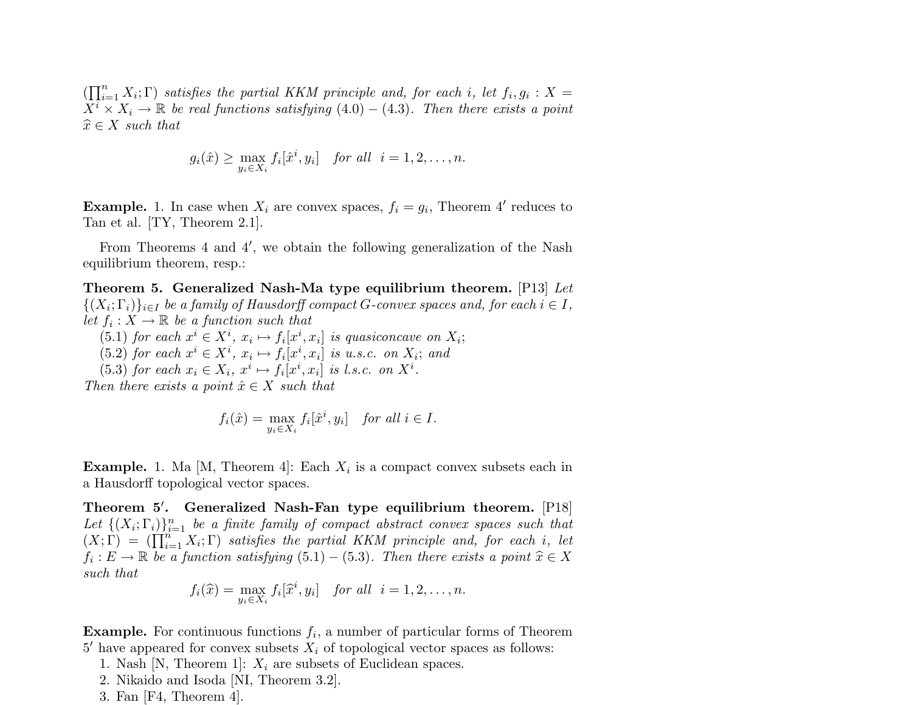$(\prod_{i=1}^n X_i; \Gamma)$ *satisfies the partial KKM principle and, for each* $i$, *let* $f_i, g_i : X = X^i \times X_i \to \mathbb{R}$ *be real functions satisfying* (4.0) – (4.3). *Then there exists a point* $\widehat{x} \in X$ *such that*

$$g_i(\hat{x}) \geq \max_{y_i \in X_i} f_i[\hat{x}^i, y_i] \quad \text{for all } \; i = 1, 2, \ldots, n.$$

**Example.** 1. In case when $X_i$ are convex spaces, $f_i = g_i$, Theorem 4′ reduces to Tan et al. [TY, Theorem 2.1].

From Theorems 4 and 4′, we obtain the following generalization of the Nash equilibrium theorem, resp.:

**Theorem 5. Generalized Nash-Ma type equilibrium theorem.** [P13] *Let* $\{(X_i; \Gamma_i)\}_{i \in I}$ *be a family of Hausdorff compact* $G$*-convex spaces and, for each* $i \in I$, *let* $f_i : X \to \mathbb{R}$ *be a function such that*

(5.1) *for each* $x^i \in X^i$, $x_i \mapsto f_i[x^i, x_i]$ *is quasiconcave on* $X_i$;
(5.2) *for each* $x^i \in X^i$, $x_i \mapsto f_i[x^i, x_i]$ *is u.s.c. on* $X_i$; *and*
(5.3) *for each* $x_i \in X_i$, $x^i \mapsto f_i[x^i, x_i]$ *is l.s.c. on* $X^i$.

*Then there exists a point* $\hat{x} \in X$ *such that*

$$f_i(\hat{x}) = \max_{y_i \in X_i} f_i[\hat{x}^i, y_i] \quad \text{for all } i \in I.$$

**Example.** 1. Ma [M, Theorem 4]: Each $X_i$ is a compact convex subsets each in a Hausdorff topological vector spaces.

**Theorem 5′. Generalized Nash-Fan type equilibrium theorem.** [P18] *Let* $\{(X_i; \Gamma_i)\}_{i=1}^n$ *be a finite family of compact abstract convex spaces such that* $(X; \Gamma) = (\prod_{i=1}^n X_i; \Gamma)$ *satisfies the partial KKM principle and, for each* $i$, *let* $f_i : E \to \mathbb{R}$ *be a function satisfying* (5.1) – (5.3). *Then there exists a point* $\widehat{x} \in X$ *such that*

$$f_i(\widehat{x}) = \max_{y_i \in X_i} f_i[\widehat{x}^i, y_i] \quad \text{for all } \; i = 1, 2, \ldots, n.$$

**Example.** For continuous functions $f_i$, a number of particular forms of Theorem 5′ have appeared for convex subsets $X_i$ of topological vector spaces as follows:

1. Nash [N, Theorem 1]: $X_i$ are subsets of Euclidean spaces.
2. Nikaido and Isoda [NI, Theorem 3.2].
3. Fan [F4, Theorem 4].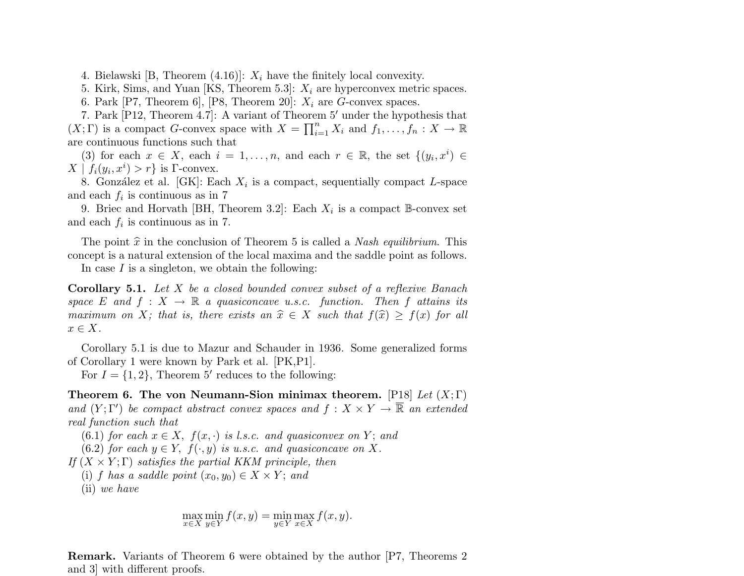4. Bielawski [B, Theorem (4.16)]: $X_i$ have the finitely local convexity.

5. Kirk, Sims, and Yuan [KS, Theorem 5.3]: $X_i$ are hyperconvex metric spaces.

6. Park [P7, Theorem 6], [P8, Theorem 20]: $X_i$ are $G$-convex spaces.

7. Park [P12, Theorem 4.7]: A variant of Theorem 5′ under the hypothesis that $(X;\Gamma)$ is a compact $G$-convex space with $X = \prod_{i=1}^n X_i$ and $f_1, \ldots, f_n : X \to \mathbb{R}$ are continuous functions such that

(3) for each $x \in X$, each $i = 1, \ldots, n$, and each $r \in \mathbb{R}$, the set $\{(y_i, x^i) \in X \mid f_i(y_i, x^i) > r\}$ is $\Gamma$-convex.

8. González et al. [GK]: Each $X_i$ is a compact, sequentially compact $L$-space and each $f_i$ is continuous as in 7

9. Briec and Horvath [BH, Theorem 3.2]: Each $X_i$ is a compact $\mathbb{B}$-convex set and each $f_i$ is continuous as in 7.

The point $\widehat{x}$ in the conclusion of Theorem 5 is called a *Nash equilibrium*. This concept is a natural extension of the local maxima and the saddle point as follows.

In case $I$ is a singleton, we obtain the following:

**Corollary 5.1.** *Let $X$ be a closed bounded convex subset of a reflexive Banach space $E$ and $f : X \to \mathbb{R}$ a quasiconcave u.s.c. function. Then $f$ attains its maximum on $X$; that is, there exists an $\widehat{x} \in X$ such that $f(\widehat{x}) \geq f(x)$ for all $x \in X$.*

Corollary 5.1 is due to Mazur and Schauder in 1936. Some generalized forms of Corollary 1 were known by Park et al. [PK,P1].

For $I = \{1, 2\}$, Theorem 5′ reduces to the following:

**Theorem 6. The von Neumann-Sion minimax theorem.** [P18] *Let $(X;\Gamma)$ and $(Y;\Gamma')$ be compact abstract convex spaces and $f : X \times Y \to \overline{\mathbb{R}}$ an extended real function such that*

*(6.1) for each $x \in X$, $f(x, \cdot)$ is l.s.c. and quasiconvex on $Y$; and*

*(6.2) for each $y \in Y$, $f(\cdot, y)$ is u.s.c. and quasiconcave on $X$.*

*If $(X \times Y;\Gamma)$ satisfies the partial KKM principle, then*

*(i) $f$ has a saddle point $(x_0, y_0) \in X \times Y$; and*

*(ii) we have*

$$\max_{x\in X}\min_{y\in Y} f(x, y) = \min_{y\in Y}\max_{x\in X} f(x, y).$$

**Remark.** Variants of Theorem 6 were obtained by the author [P7, Theorems 2 and 3] with different proofs.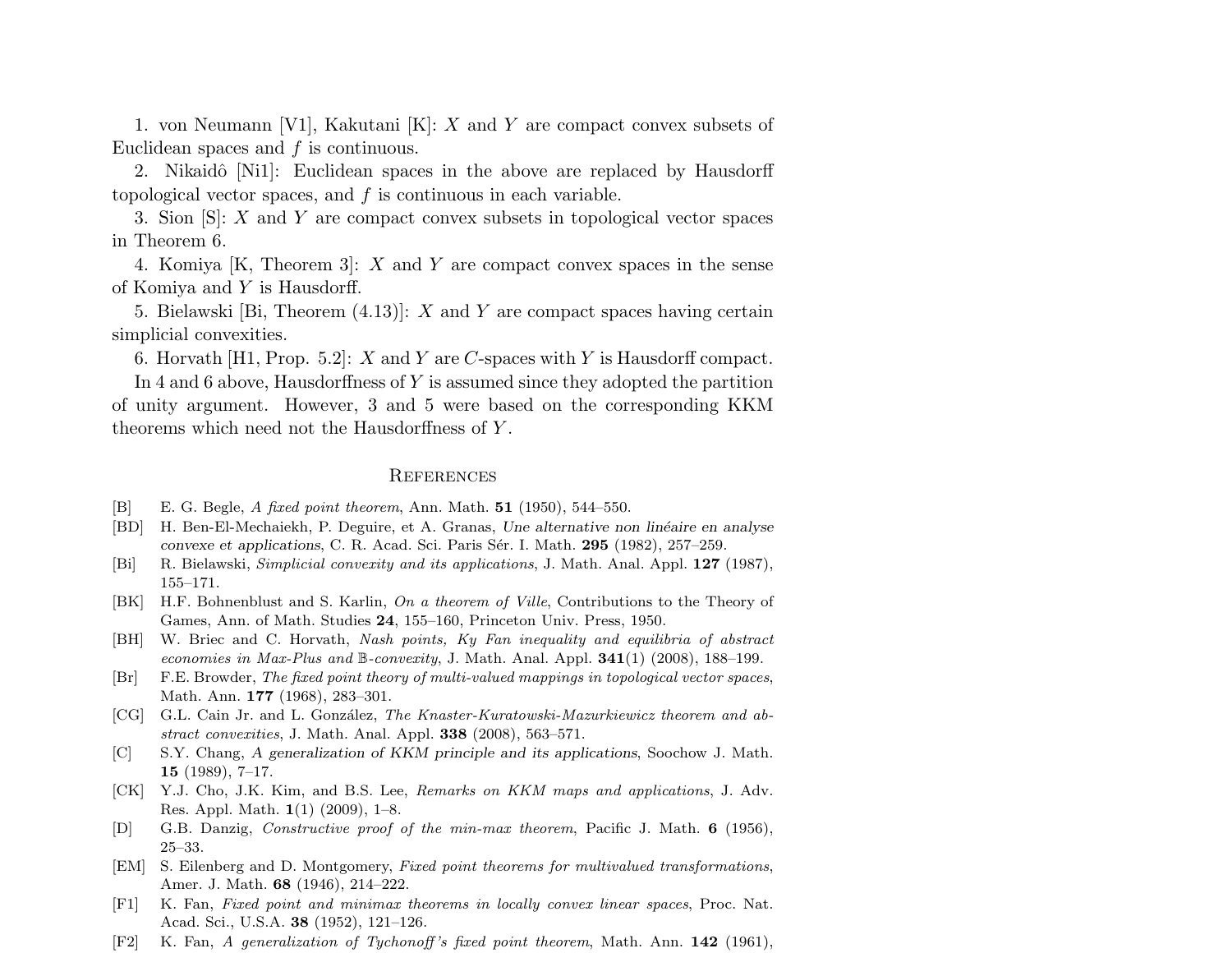1. von Neumann [V1], Kakutani [K]: $X$ and $Y$ are compact convex subsets of Euclidean spaces and $f$ is continuous.

2. Nikaidô [Ni1]: Euclidean spaces in the above are replaced by Hausdorff topological vector spaces, and $f$ is continuous in each variable.

3. Sion [S]: $X$ and $Y$ are compact convex subsets in topological vector spaces in Theorem 6.

4. Komiya [K, Theorem 3]: $X$ and $Y$ are compact convex spaces in the sense of Komiya and $Y$ is Hausdorff.

5. Bielawski [Bi, Theorem (4.13)]: $X$ and $Y$ are compact spaces having certain simplicial convexities.

6. Horvath [H1, Prop. 5.2]: $X$ and $Y$ are $C$-spaces with $Y$ is Hausdorff compact.

In 4 and 6 above, Hausdorffness of $Y$ is assumed since they adopted the partition of unity argument. However, 3 and 5 were based on the corresponding KKM theorems which need not the Hausdorffness of $Y$.

## References

- [B] E. G. Begle, *A fixed point theorem*, Ann. Math. **51** (1950), 544–550.
- [BD] H. Ben-El-Mechaiekh, P. Deguire, et A. Granas, *Une alternative non linéaire en analyse convexe et applications*, C. R. Acad. Sci. Paris Sér. I. Math. **295** (1982), 257–259.
- [Bi] R. Bielawski, *Simplicial convexity and its applications*, J. Math. Anal. Appl. **127** (1987), 155–171.
- [BK] H.F. Bohnenblust and S. Karlin, *On a theorem of Ville*, Contributions to the Theory of Games, Ann. of Math. Studies **24**, 155–160, Princeton Univ. Press, 1950.
- [BH] W. Briec and C. Horvath, *Nash points, Ky Fan inequality and equilibria of abstract economies in Max-Plus and $\mathbb{B}$-convexity*, J. Math. Anal. Appl. **341**(1) (2008), 188–199.
- [Br] F.E. Browder, *The fixed point theory of multi-valued mappings in topological vector spaces*, Math. Ann. **177** (1968), 283–301.
- [CG] G.L. Cain Jr. and L. González, *The Knaster-Kuratowski-Mazurkiewicz theorem and abstract convexities*, J. Math. Anal. Appl. **338** (2008), 563–571.
- [C] S.Y. Chang, *A generalization of KKM principle and its applications*, Soochow J. Math. **15** (1989), 7–17.
- [CK] Y.J. Cho, J.K. Kim, and B.S. Lee, *Remarks on KKM maps and applications*, J. Adv. Res. Appl. Math. **1**(1) (2009), 1–8.
- [D] G.B. Danzig, *Constructive proof of the min-max theorem*, Pacific J. Math. **6** (1956), 25–33.
- [EM] S. Eilenberg and D. Montgomery, *Fixed point theorems for multivalued transformations*, Amer. J. Math. **68** (1946), 214–222.
- [F1] K. Fan, *Fixed point and minimax theorems in locally convex linear spaces*, Proc. Nat. Acad. Sci., U.S.A. **38** (1952), 121–126.
- [F2] K. Fan, *A generalization of Tychonoff's fixed point theorem*, Math. Ann. **142** (1961),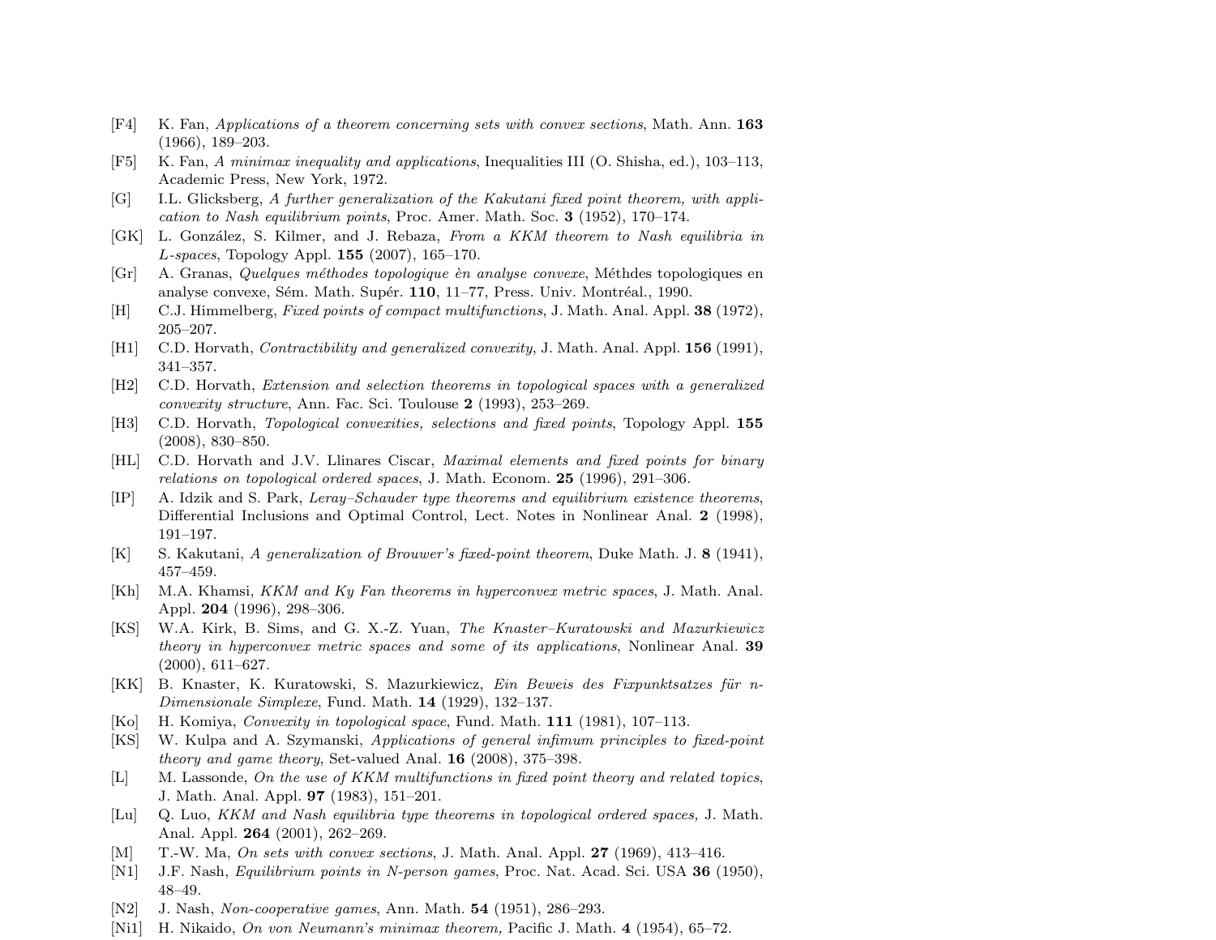[F4] K. Fan, *Applications of a theorem concerning sets with convex sections*, Math. Ann. **163** (1966), 189–203.

[F5] K. Fan, *A minimax inequality and applications*, Inequalities III (O. Shisha, ed.), 103–113, Academic Press, New York, 1972.

[G] I.L. Glicksberg, *A further generalization of the Kakutani fixed point theorem, with application to Nash equilibrium points*, Proc. Amer. Math. Soc. **3** (1952), 170–174.

[GK] L. González, S. Kilmer, and J. Rebaza, *From a KKM theorem to Nash equilibria in L-spaces*, Topology Appl. **155** (2007), 165–170.

[Gr] A. Granas, *Quelques méthodes topologique èn analyse convexe*, Méthdes topologiques en analyse convexe, Sém. Math. Supér. **110**, 11–77, Press. Univ. Montréal., 1990.

[H] C.J. Himmelberg, *Fixed points of compact multifunctions*, J. Math. Anal. Appl. **38** (1972), 205–207.

[H1] C.D. Horvath, *Contractibility and generalized convexity*, J. Math. Anal. Appl. **156** (1991), 341–357.

[H2] C.D. Horvath, *Extension and selection theorems in topological spaces with a generalized convexity structure*, Ann. Fac. Sci. Toulouse **2** (1993), 253–269.

[H3] C.D. Horvath, *Topological convexities, selections and fixed points*, Topology Appl. **155** (2008), 830–850.

[HL] C.D. Horvath and J.V. Llinares Ciscar, *Maximal elements and fixed points for binary relations on topological ordered spaces*, J. Math. Econom. **25** (1996), 291–306.

[IP] A. Idzik and S. Park, *Leray–Schauder type theorems and equilibrium existence theorems*, Differential Inclusions and Optimal Control, Lect. Notes in Nonlinear Anal. **2** (1998), 191–197.

[K] S. Kakutani, *A generalization of Brouwer's fixed-point theorem*, Duke Math. J. **8** (1941), 457–459.

[Kh] M.A. Khamsi, *KKM and Ky Fan theorems in hyperconvex metric spaces*, J. Math. Anal. Appl. **204** (1996), 298–306.

[KS] W.A. Kirk, B. Sims, and G. X.-Z. Yuan, *The Knaster–Kuratowski and Mazurkiewicz theory in hyperconvex metric spaces and some of its applications*, Nonlinear Anal. **39** (2000), 611–627.

[KK] B. Knaster, K. Kuratowski, S. Mazurkiewicz, *Ein Beweis des Fixpunktsatzes für n-Dimensionale Simplexe*, Fund. Math. **14** (1929), 132–137.

[Ko] H. Komiya, *Convexity in topological space*, Fund. Math. **111** (1981), 107–113.

[KS] W. Kulpa and A. Szymanski, *Applications of general infimum principles to fixed-point theory and game theory*, Set-valued Anal. **16** (2008), 375–398.

[L] M. Lassonde, *On the use of KKM multifunctions in fixed point theory and related topics*, J. Math. Anal. Appl. **97** (1983), 151–201.

[Lu] Q. Luo, *KKM and Nash equilibria type theorems in topological ordered spaces,* J. Math. Anal. Appl. **264** (2001), 262–269.

[M] T.-W. Ma, *On sets with convex sections*, J. Math. Anal. Appl. **27** (1969), 413–416.

[N1] J.F. Nash, *Equilibrium points in N-person games*, Proc. Nat. Acad. Sci. USA **36** (1950), 48–49.

[N2] J. Nash, *Non-cooperative games*, Ann. Math. **54** (1951), 286–293.

[Ni1] H. Nikaido, *On von Neumann's minimax theorem,* Pacific J. Math. **4** (1954), 65–72.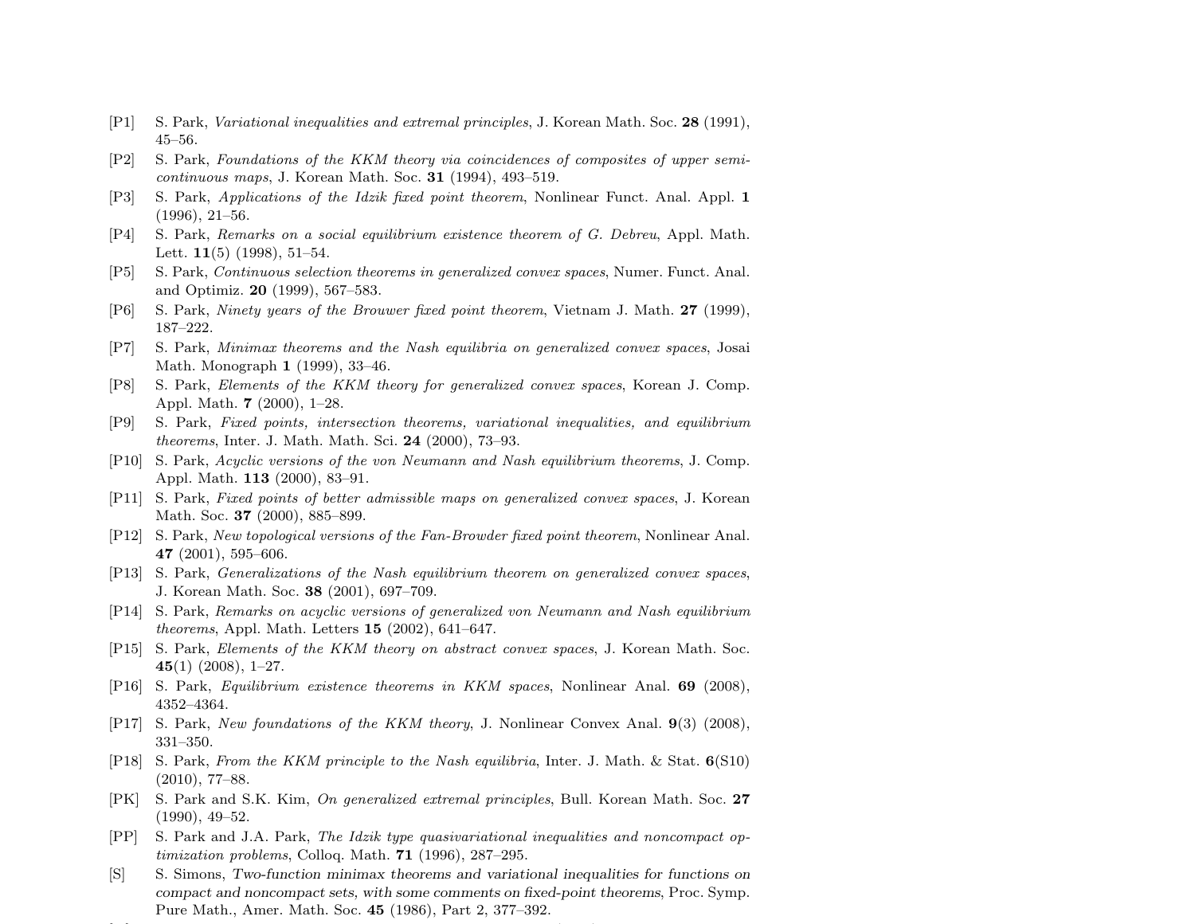[P1] S. Park, *Variational inequalities and extremal principles*, J. Korean Math. Soc. **28** (1991), 45–56.

[P2] S. Park, *Foundations of the KKM theory via coincidences of composites of upper semicontinuous maps*, J. Korean Math. Soc. **31** (1994), 493–519.

[P3] S. Park, *Applications of the Idzik fixed point theorem*, Nonlinear Funct. Anal. Appl. **1** (1996), 21–56.

[P4] S. Park, *Remarks on a social equilibrium existence theorem of G. Debreu*, Appl. Math. Lett. **11**(5) (1998), 51–54.

[P5] S. Park, *Continuous selection theorems in generalized convex spaces*, Numer. Funct. Anal. and Optimiz. **20** (1999), 567–583.

[P6] S. Park, *Ninety years of the Brouwer fixed point theorem*, Vietnam J. Math. **27** (1999), 187–222.

[P7] S. Park, *Minimax theorems and the Nash equilibria on generalized convex spaces*, Josai Math. Monograph **1** (1999), 33–46.

[P8] S. Park, *Elements of the KKM theory for generalized convex spaces*, Korean J. Comp. Appl. Math. **7** (2000), 1–28.

[P9] S. Park, *Fixed points, intersection theorems, variational inequalities, and equilibrium theorems*, Inter. J. Math. Math. Sci. **24** (2000), 73–93.

[P10] S. Park, *Acyclic versions of the von Neumann and Nash equilibrium theorems*, J. Comp. Appl. Math. **113** (2000), 83–91.

[P11] S. Park, *Fixed points of better admissible maps on generalized convex spaces*, J. Korean Math. Soc. **37** (2000), 885–899.

[P12] S. Park, *New topological versions of the Fan-Browder fixed point theorem*, Nonlinear Anal. **47** (2001), 595–606.

[P13] S. Park, *Generalizations of the Nash equilibrium theorem on generalized convex spaces*, J. Korean Math. Soc. **38** (2001), 697–709.

[P14] S. Park, *Remarks on acyclic versions of generalized von Neumann and Nash equilibrium theorems*, Appl. Math. Letters **15** (2002), 641–647.

[P15] S. Park, *Elements of the KKM theory on abstract convex spaces*, J. Korean Math. Soc. **45**(1) (2008), 1–27.

[P16] S. Park, *Equilibrium existence theorems in KKM spaces*, Nonlinear Anal. **69** (2008), 4352–4364.

[P17] S. Park, *New foundations of the KKM theory*, J. Nonlinear Convex Anal. **9**(3) (2008), 331–350.

[P18] S. Park, *From the KKM principle to the Nash equilibria*, Inter. J. Math. & Stat. **6**(S10) (2010), 77–88.

[PK] S. Park and S.K. Kim, *On generalized extremal principles*, Bull. Korean Math. Soc. **27** (1990), 49–52.

[PP] S. Park and J.A. Park, *The Idzik type quasivariational inequalities and noncompact optimization problems*, Colloq. Math. **71** (1996), 287–295.

[S] S. Simons, *Two-function minimax theorems and variational inequalities for functions on compact and noncompact sets, with some comments on fixed-point theorems*, Proc. Symp. Pure Math., Amer. Math. Soc. **45** (1986), Part 2, 377–392.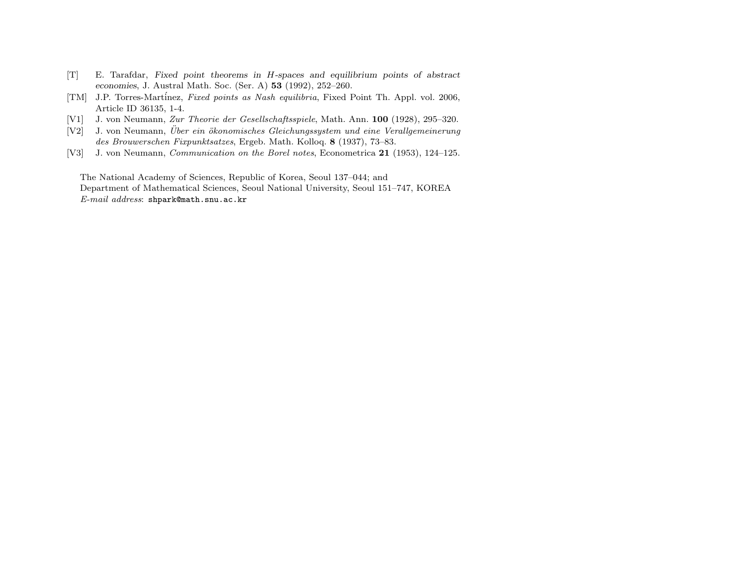[T] E. Tarafdar, *Fixed point theorems in H-spaces and equilibrium points of abstract economies*, J. Austral Math. Soc. (Ser. A) **53** (1992), 252–260.

[TM] J.P. Torres-Martínez, *Fixed points as Nash equilibria*, Fixed Point Th. Appl. vol. 2006, Article ID 36135, 1-4.

[V1] J. von Neumann, *Zur Theorie der Gesellschaftsspiele*, Math. Ann. **100** (1928), 295–320.

[V2] J. von Neumann, *Über ein ökonomisches Gleichungssystem und eine Verallgemeinerung des Brouwerschen Fixpunktsatzes*, Ergeb. Math. Kolloq. **8** (1937), 73–83.

[V3] J. von Neumann, *Communication on the Borel notes*, Econometrica **21** (1953), 124–125.

The National Academy of Sciences, Republic of Korea, Seoul 137–044; and
Department of Mathematical Sciences, Seoul National University, Seoul 151–747, KOREA
*E-mail address*: `shpark@math.snu.ac.kr`